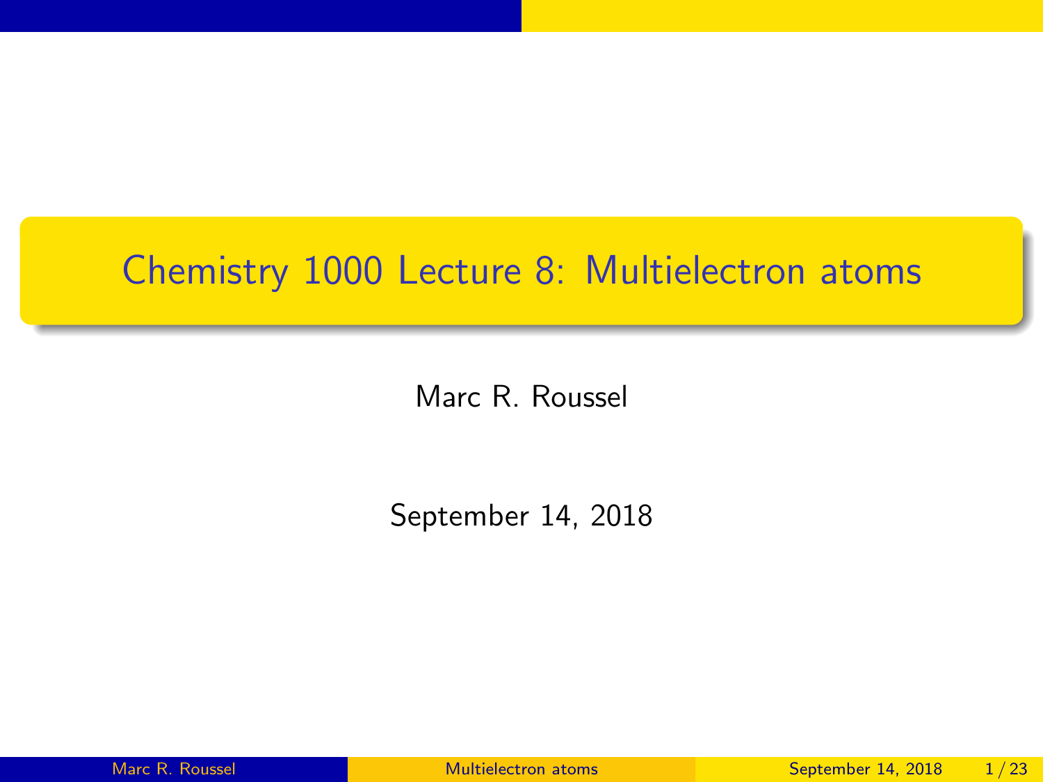# Chemistry 1000 Lecture 8: Multielectron atoms

Marc R. Roussel

September 14, 2018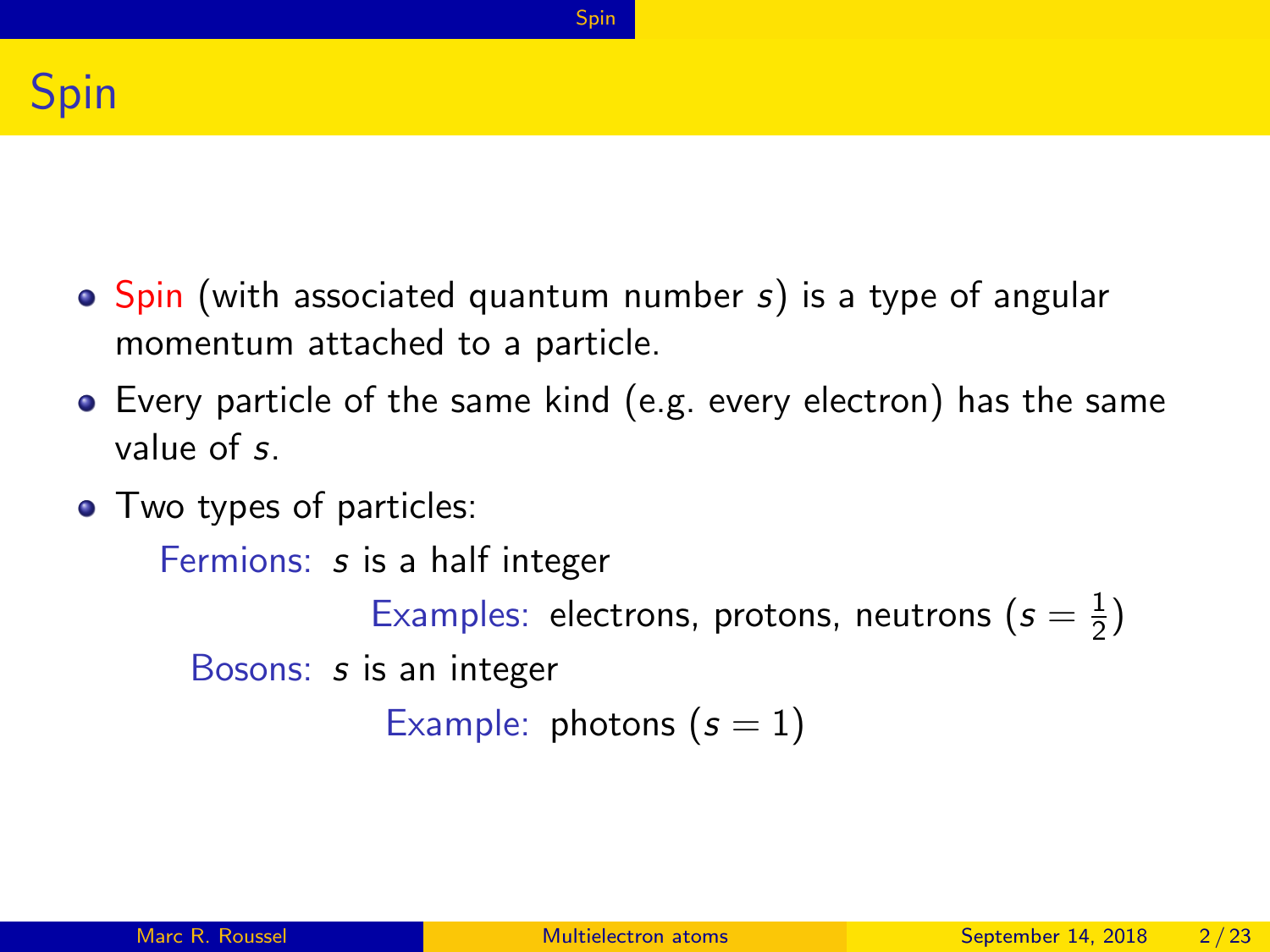# Spin

- Spin (with associated quantum number $s$) is a type of angular momentum attached to a particle.
- Every particle of the same kind (e.g. every electron) has the same value of $s$.
- Two types of particles:

  Fermions: $s$ is a half integer

  Examples: electrons, protons, neutrons ($s = \frac{1}{2}$)

  Bosons: $s$ is an integer

  Example: photons ($s = 1$)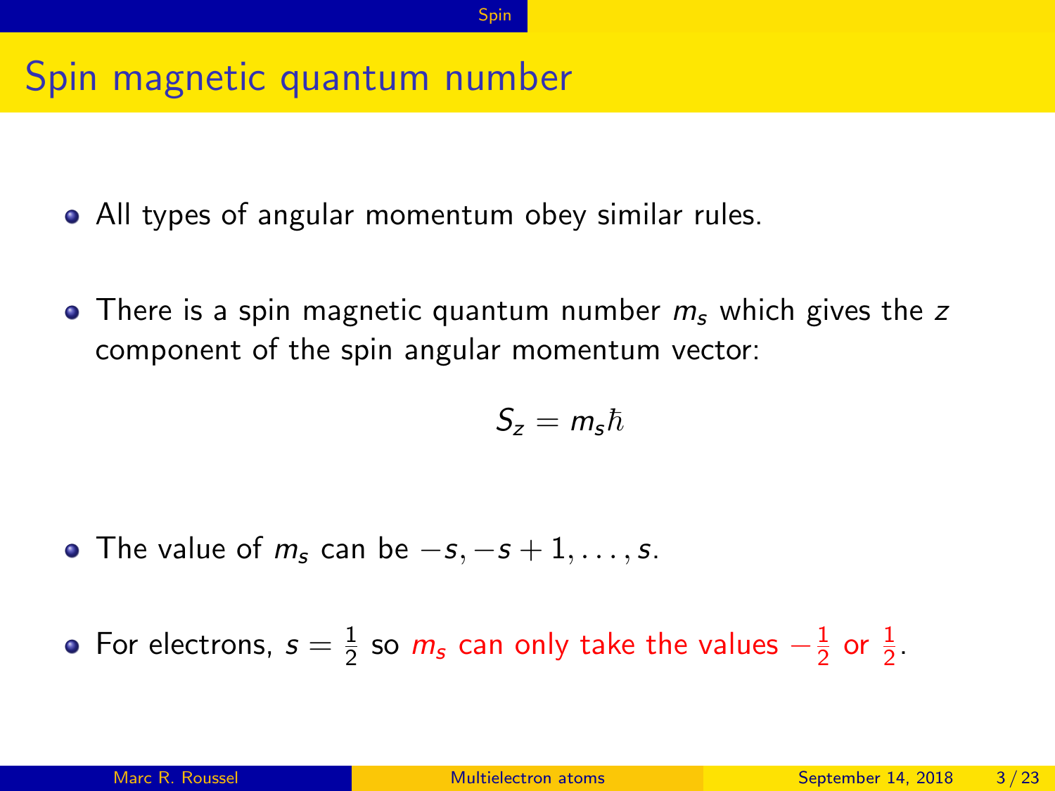## Spin magnetic quantum number

- All types of angular momentum obey similar rules.
- There is a spin magnetic quantum number $m_s$ which gives the $z$ component of the spin angular momentum vector:

$$S_z = m_s \hbar$$

- The value of $m_s$ can be $-s, -s+1, \ldots, s$.
- For electrons, $s = \frac{1}{2}$ so $m_s$ can only take the values $-\frac{1}{2}$ or $\frac{1}{2}$.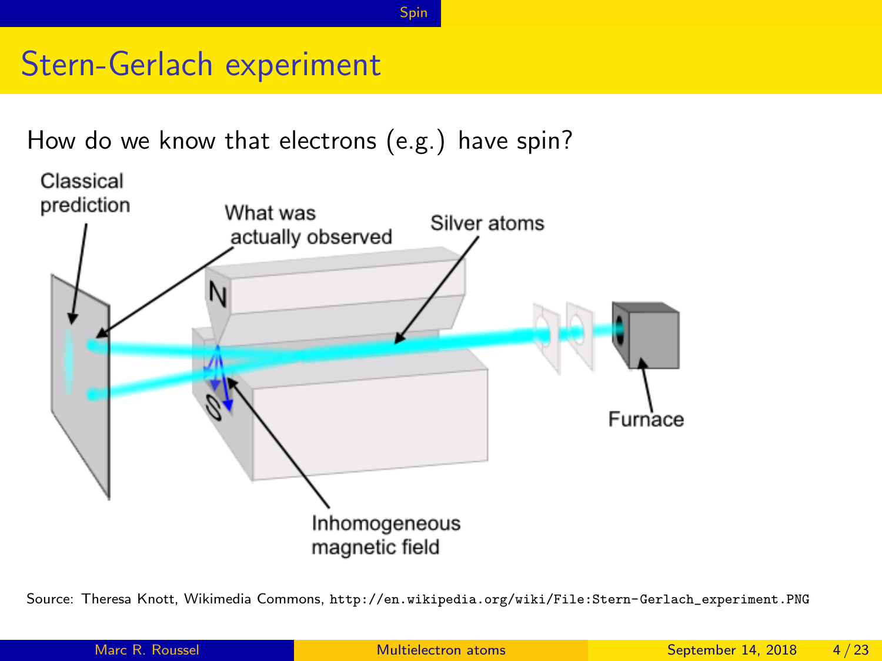# Stern-Gerlach experiment

How do we know that electrons (e.g.) have spin?

Classical prediction

What was actually observed

Silver atoms

N

S

Furnace

Inhomogeneous magnetic field

Source: Theresa Knott, Wikimedia Commons, http://en.wikipedia.org/wiki/File:Stern-Gerlach_experiment.PNG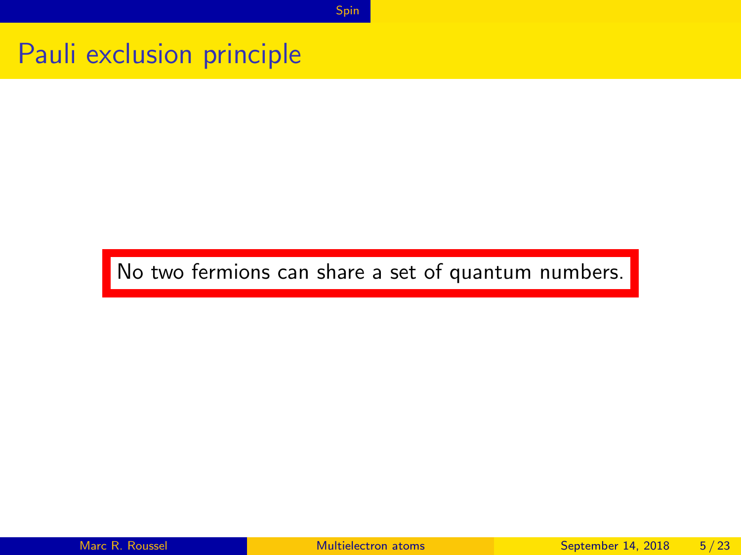# Pauli exclusion principle

No two fermions can share a set of quantum numbers.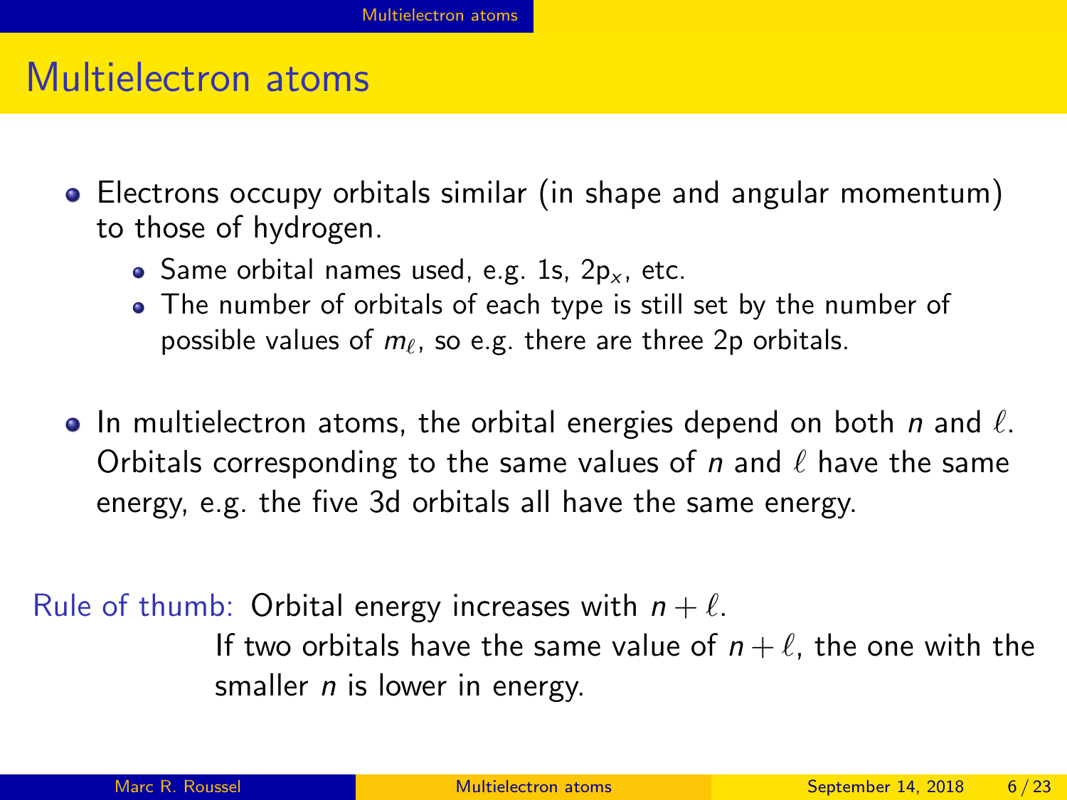# Multielectron atoms

- Electrons occupy orbitals similar (in shape and angular momentum) to those of hydrogen.
  - Same orbital names used, e.g. 1s, $2p_x$, etc.
  - The number of orbitals of each type is still set by the number of possible values of $m_\ell$, so e.g. there are three 2p orbitals.

- In multielectron atoms, the orbital energies depend on both $n$ and $\ell$. Orbitals corresponding to the same values of $n$ and $\ell$ have the same energy, e.g. the five 3d orbitals all have the same energy.

Rule of thumb: Orbital energy increases with $n + \ell$.
If two orbitals have the same value of $n + \ell$, the one with the smaller $n$ is lower in energy.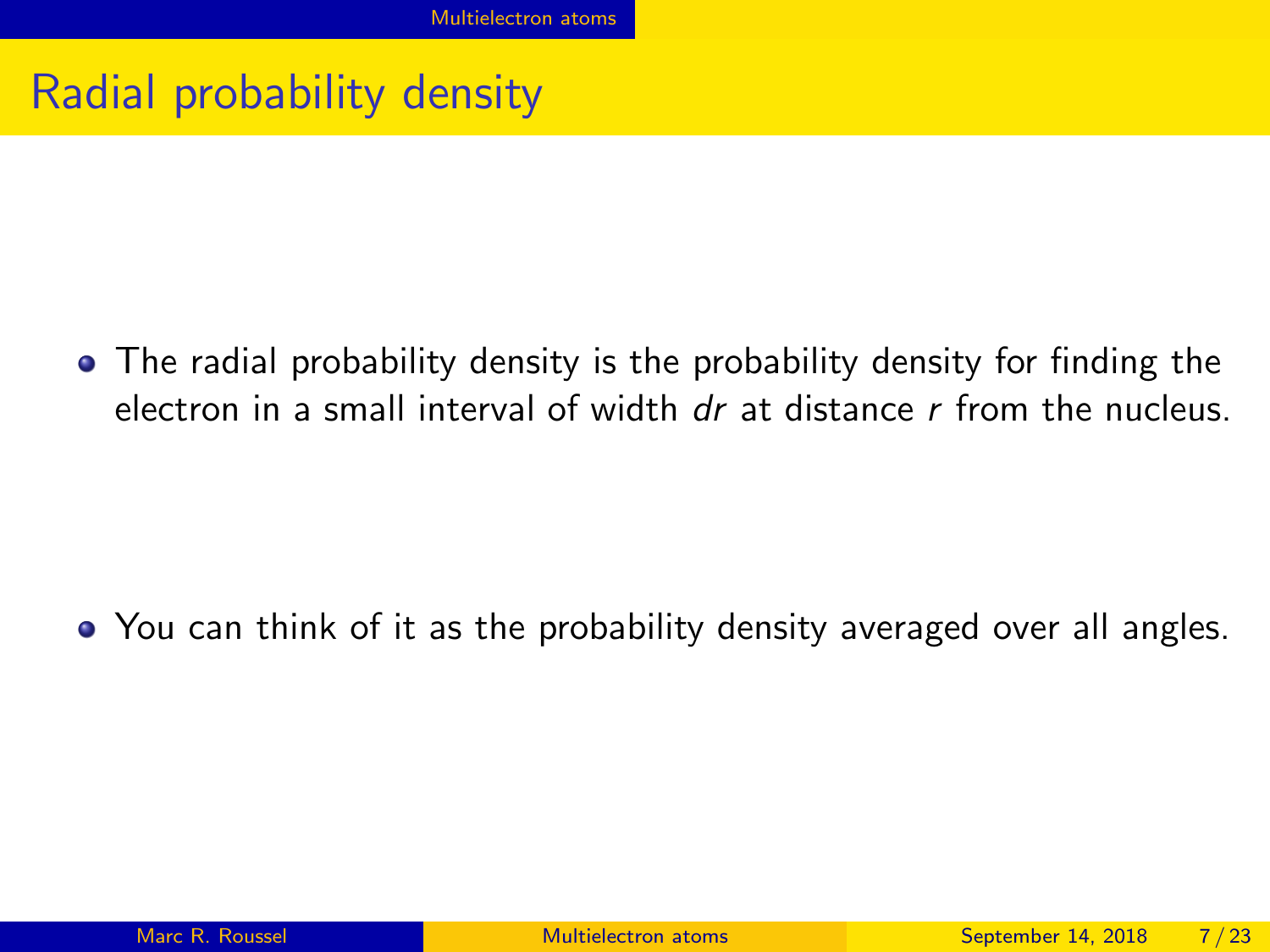# Radial probability density

- The radial probability density is the probability density for finding the electron in a small interval of width $dr$ at distance $r$ from the nucleus.
- You can think of it as the probability density averaged over all angles.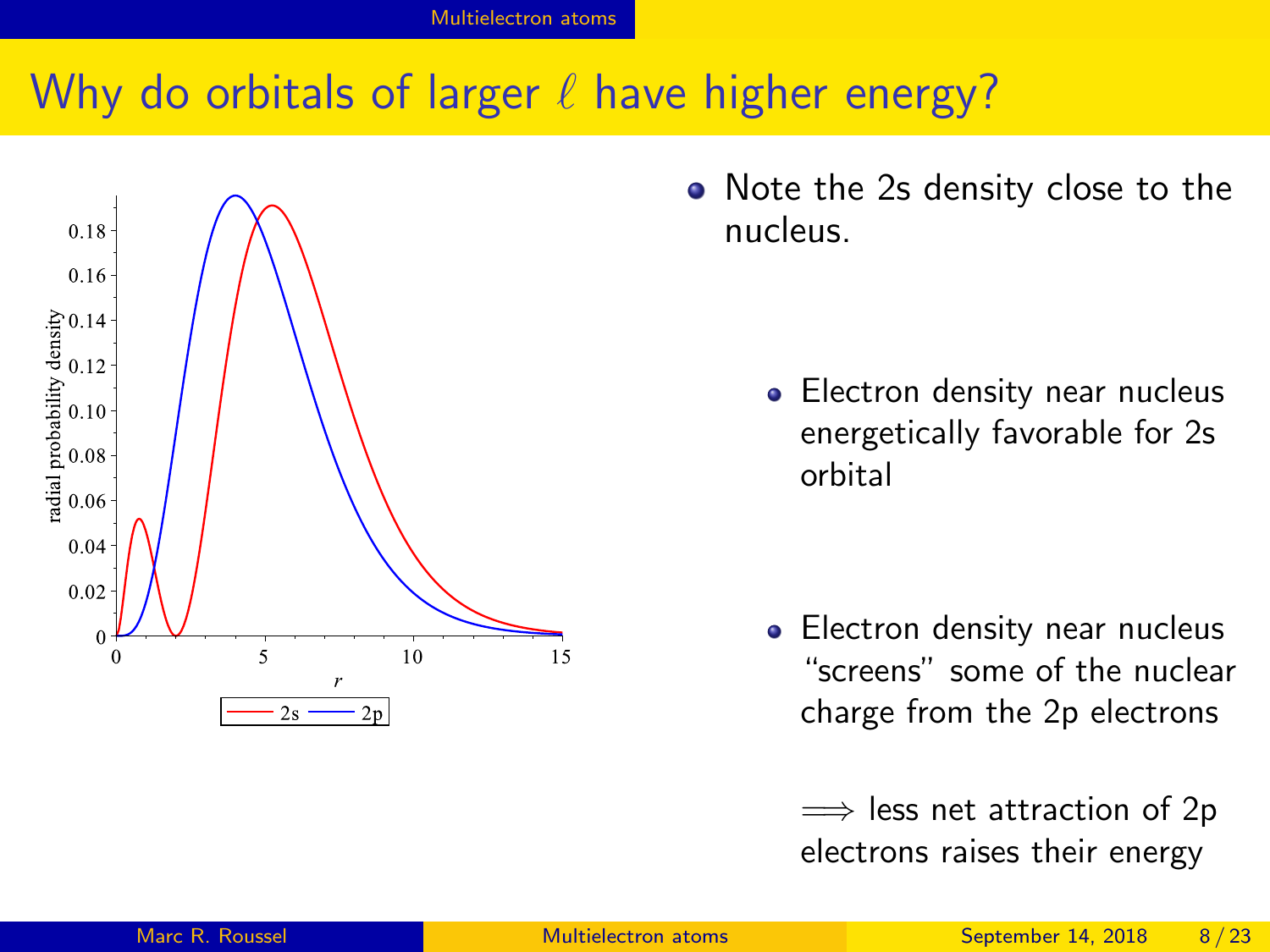# Why do orbitals of larger $\ell$ have higher energy?

- Note the 2s density close to the nucleus.
  - Electron density near nucleus energetically favorable for 2s orbital
  - Electron density near nucleus "screens" some of the nuclear charge from the 2p electrons

    $\Longrightarrow$ less net attraction of 2p electrons raises their energy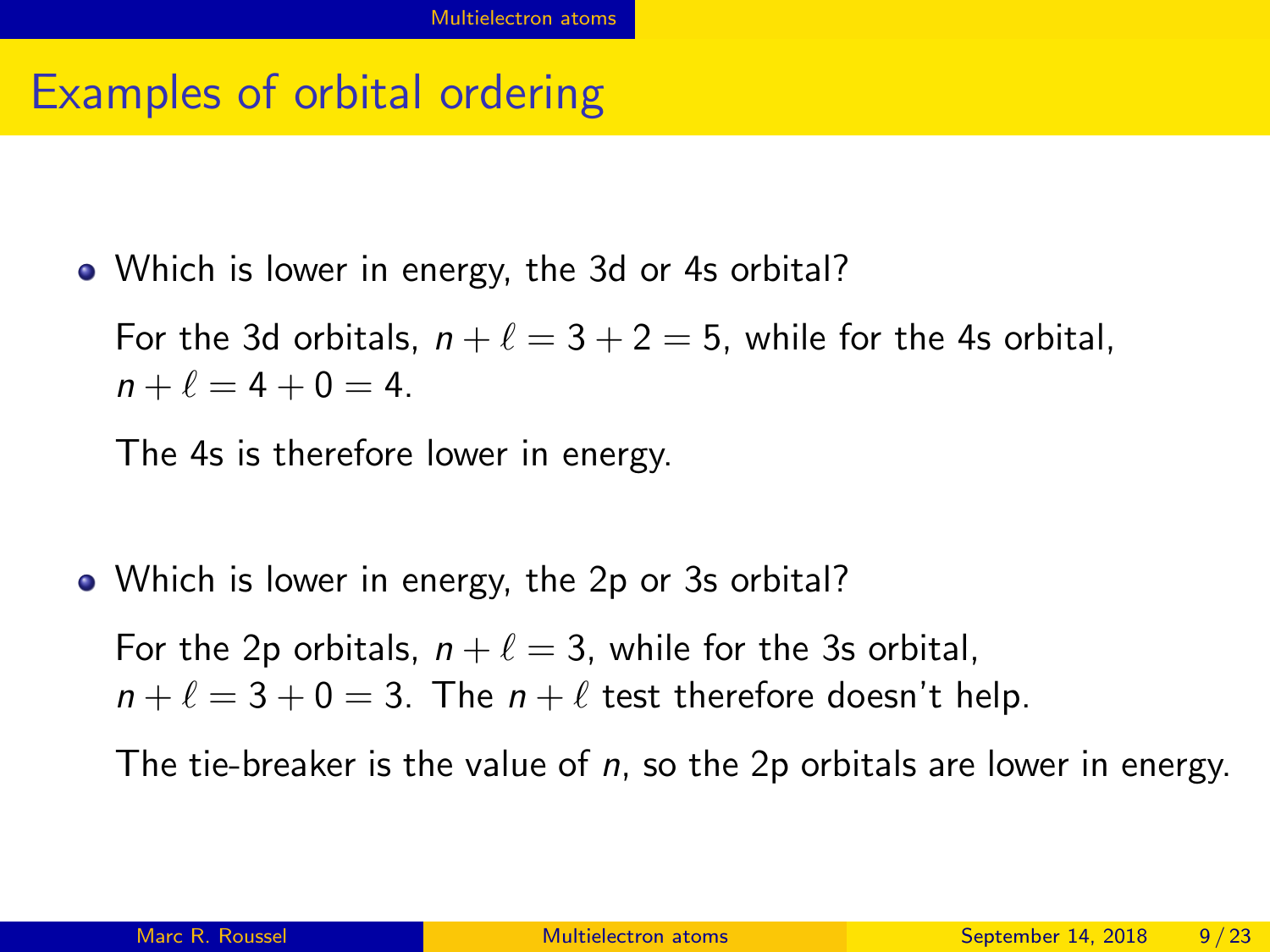# Examples of orbital ordering

- Which is lower in energy, the 3d or 4s orbital?

  For the 3d orbitals, $n + \ell = 3 + 2 = 5$, while for the 4s orbital, $n + \ell = 4 + 0 = 4$.

  The 4s is therefore lower in energy.

- Which is lower in energy, the 2p or 3s orbital?

  For the 2p orbitals, $n + \ell = 3$, while for the 3s orbital, $n + \ell = 3 + 0 = 3$. The $n + \ell$ test therefore doesn't help.

  The tie-breaker is the value of $n$, so the 2p orbitals are lower in energy.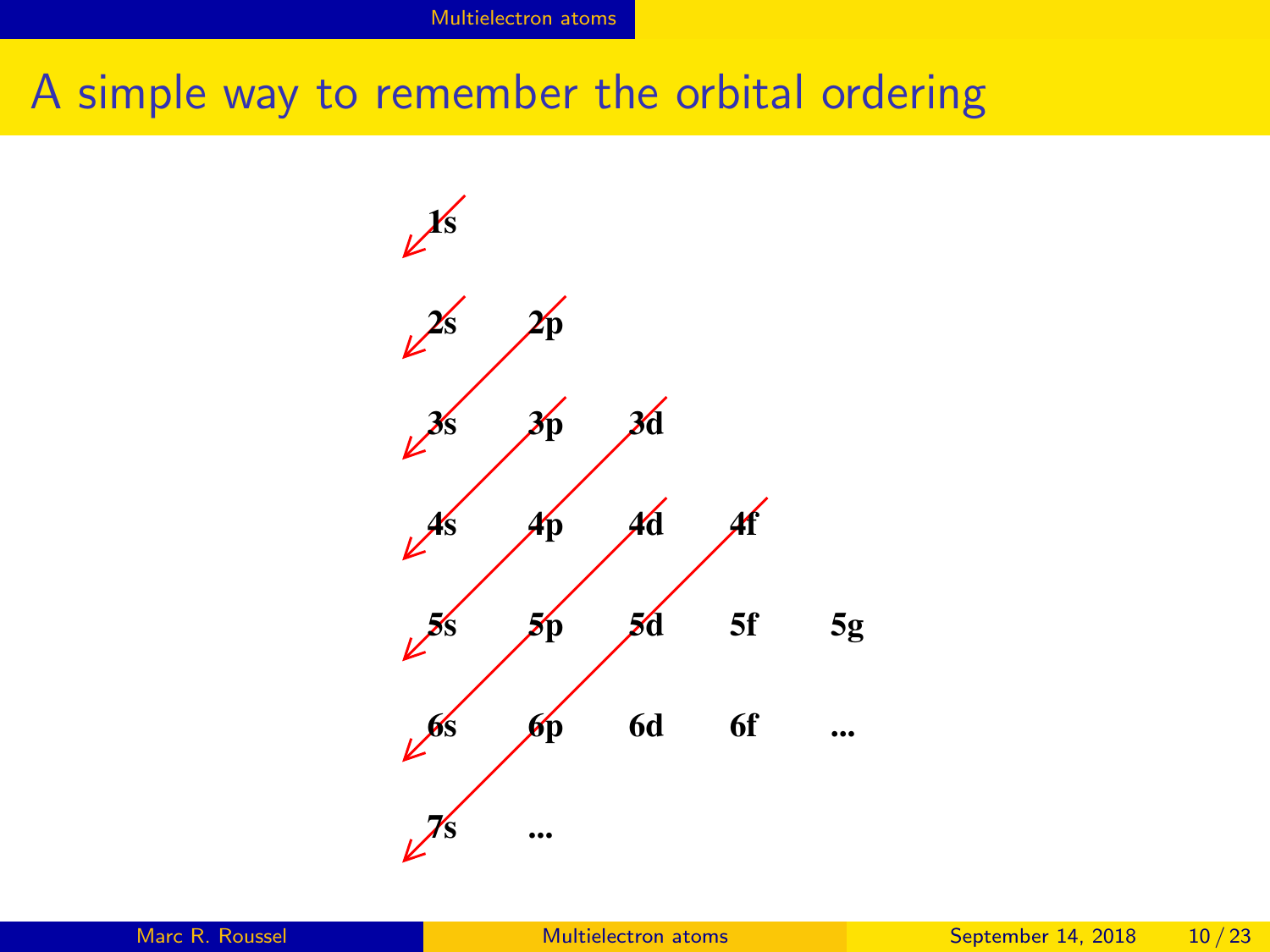# A simple way to remember the orbital ordering

| | | | | |
|---|---|---|---|---|
| 1s | | | | |
| 2s | 2p | | | |
| 3s | 3p | 3d | | |
| 4s | 4p | 4d | 4f | |
| 5s | 5p | 5d | 5f | 5g |
| 6s | 6p | 6d | 6f | ... |
| 7s | ... | | | |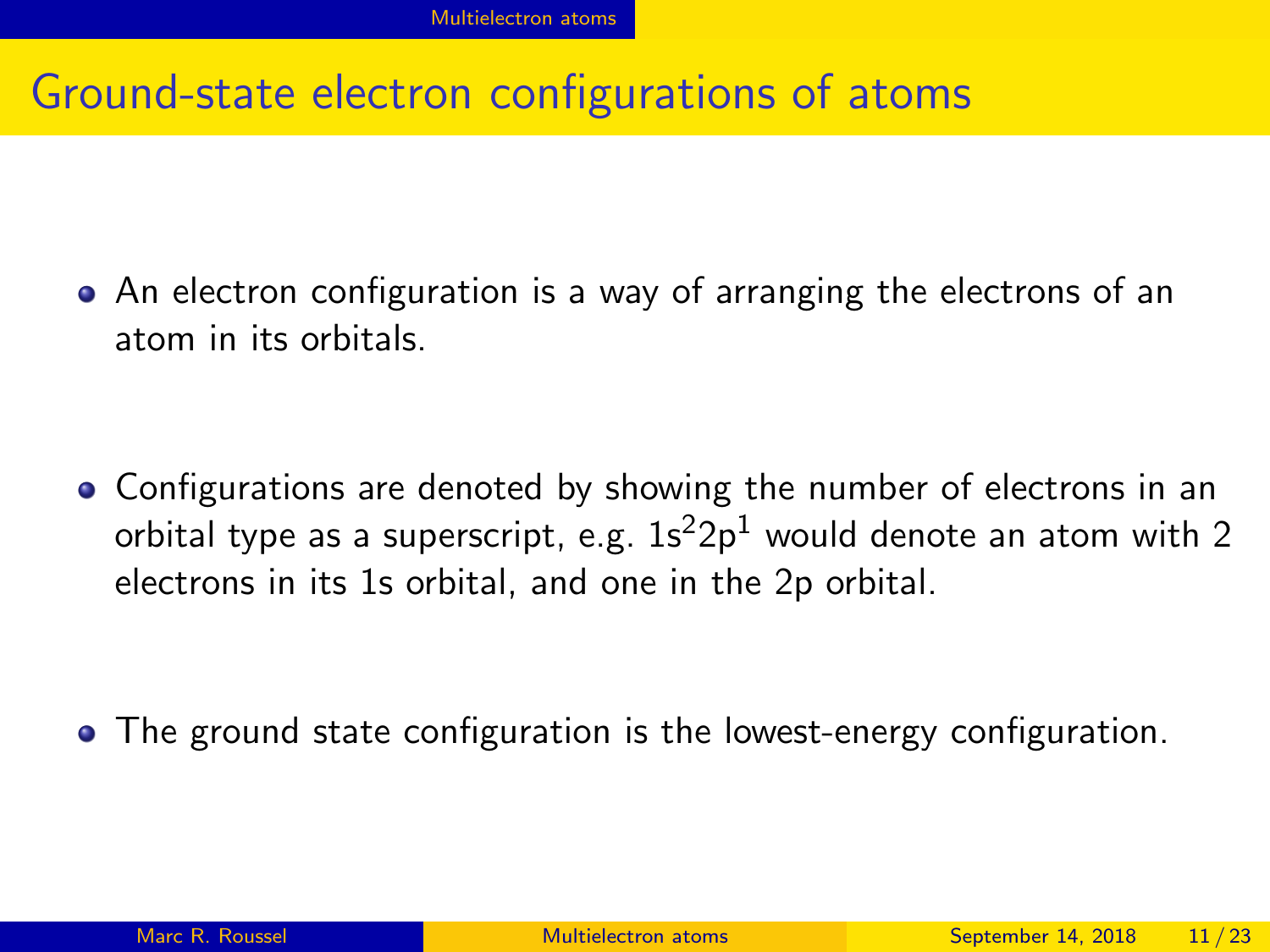# Ground-state electron configurations of atoms

- An electron configuration is a way of arranging the electrons of an atom in its orbitals.
- Configurations are denoted by showing the number of electrons in an orbital type as a superscript, e.g. $1s^2 2p^1$ would denote an atom with 2 electrons in its 1s orbital, and one in the 2p orbital.
- The ground state configuration is the lowest-energy configuration.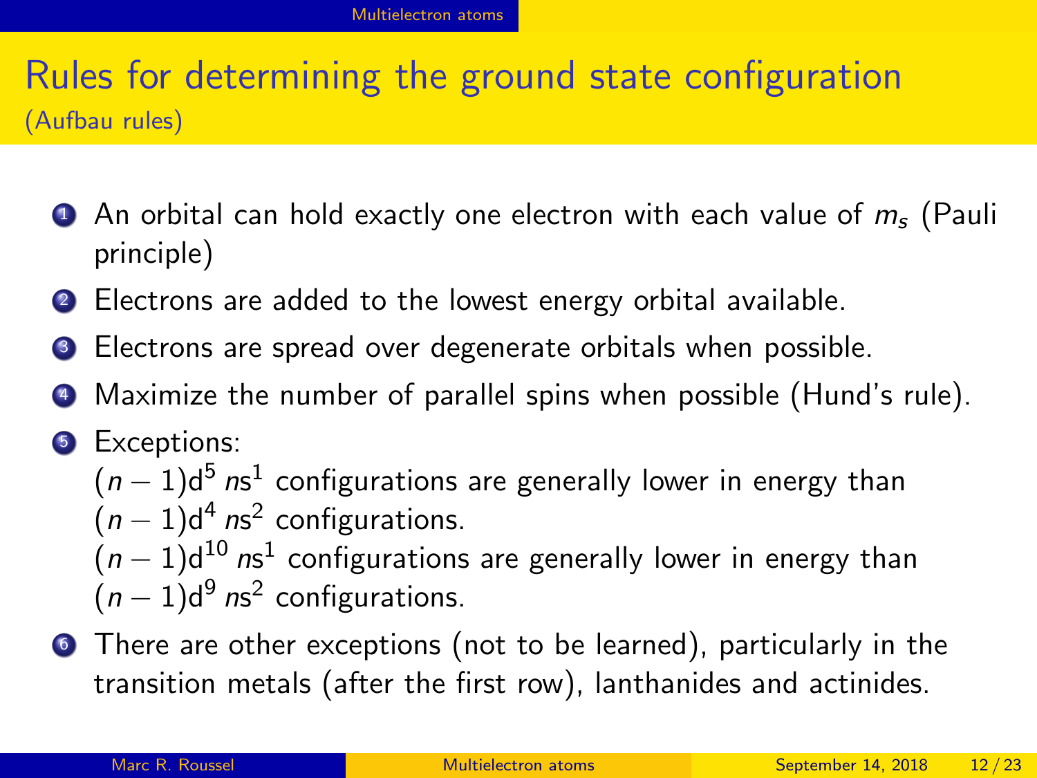# Rules for determining the ground state configuration

## (Aufbau rules)

1. An orbital can hold exactly one electron with each value of $m_s$ (Pauli principle)
2. Electrons are added to the lowest energy orbital available.
3. Electrons are spread over degenerate orbitals when possible.
4. Maximize the number of parallel spins when possible (Hund's rule).
5. Exceptions:
   $(n-1)\mathrm{d}^5\, n\mathrm{s}^1$ configurations are generally lower in energy than $(n-1)\mathrm{d}^4\, n\mathrm{s}^2$ configurations.
   $(n-1)\mathrm{d}^{10}\, n\mathrm{s}^1$ configurations are generally lower in energy than $(n-1)\mathrm{d}^9\, n\mathrm{s}^2$ configurations.
6. There are other exceptions (not to be learned), particularly in the transition metals (after the first row), lanthanides and actinides.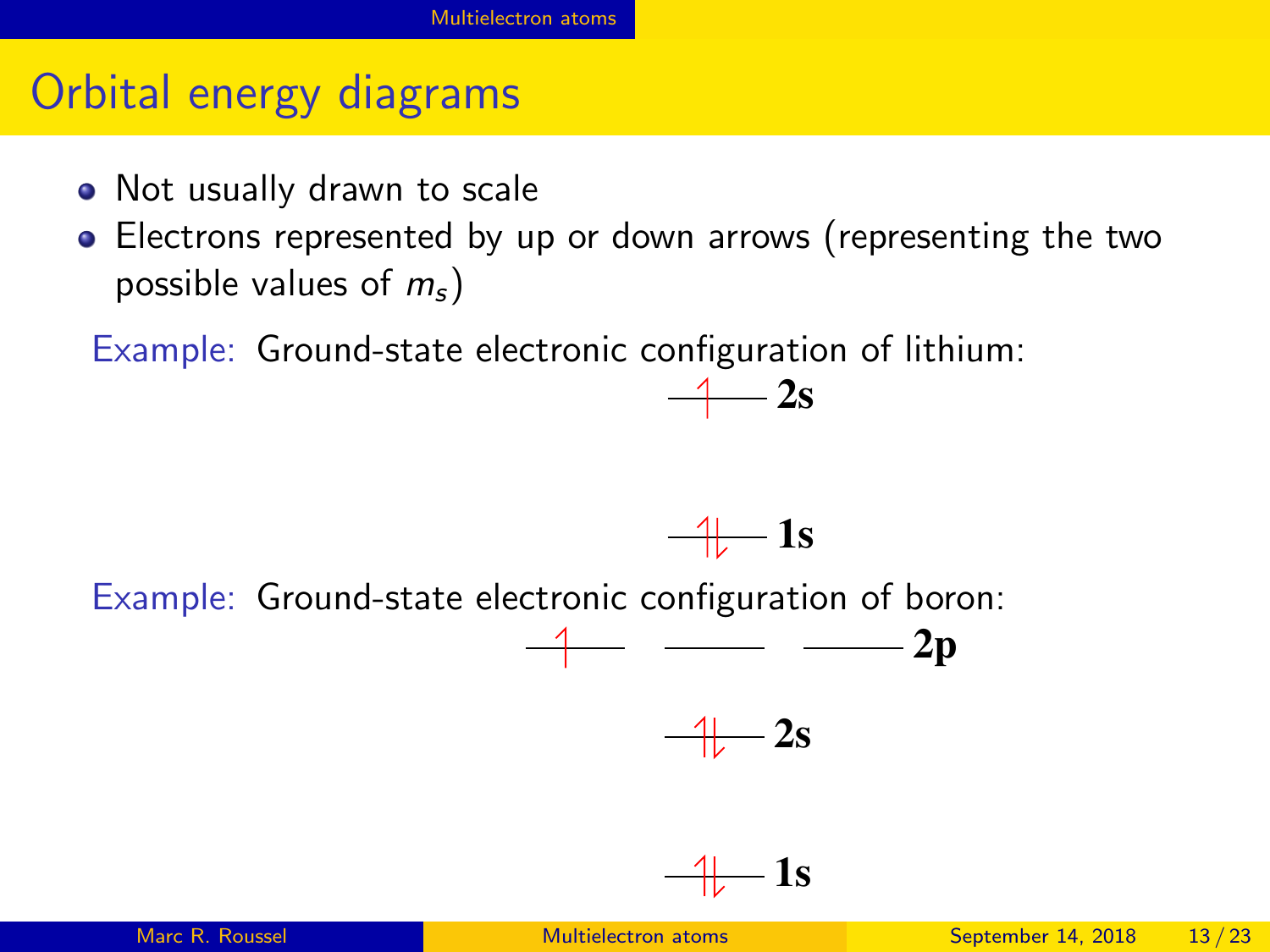## Orbital energy diagrams

- Not usually drawn to scale
- Electrons represented by up or down arrows (representing the two possible values of $m_s$)

Example: Ground-state electronic configuration of lithium:

↑ **2s**

↑↓ **1s**

Example: Ground-state electronic configuration of boron:

↑ \_\_\_ \_\_\_ **2p**

↑↓ **2s**

↑↓ **1s**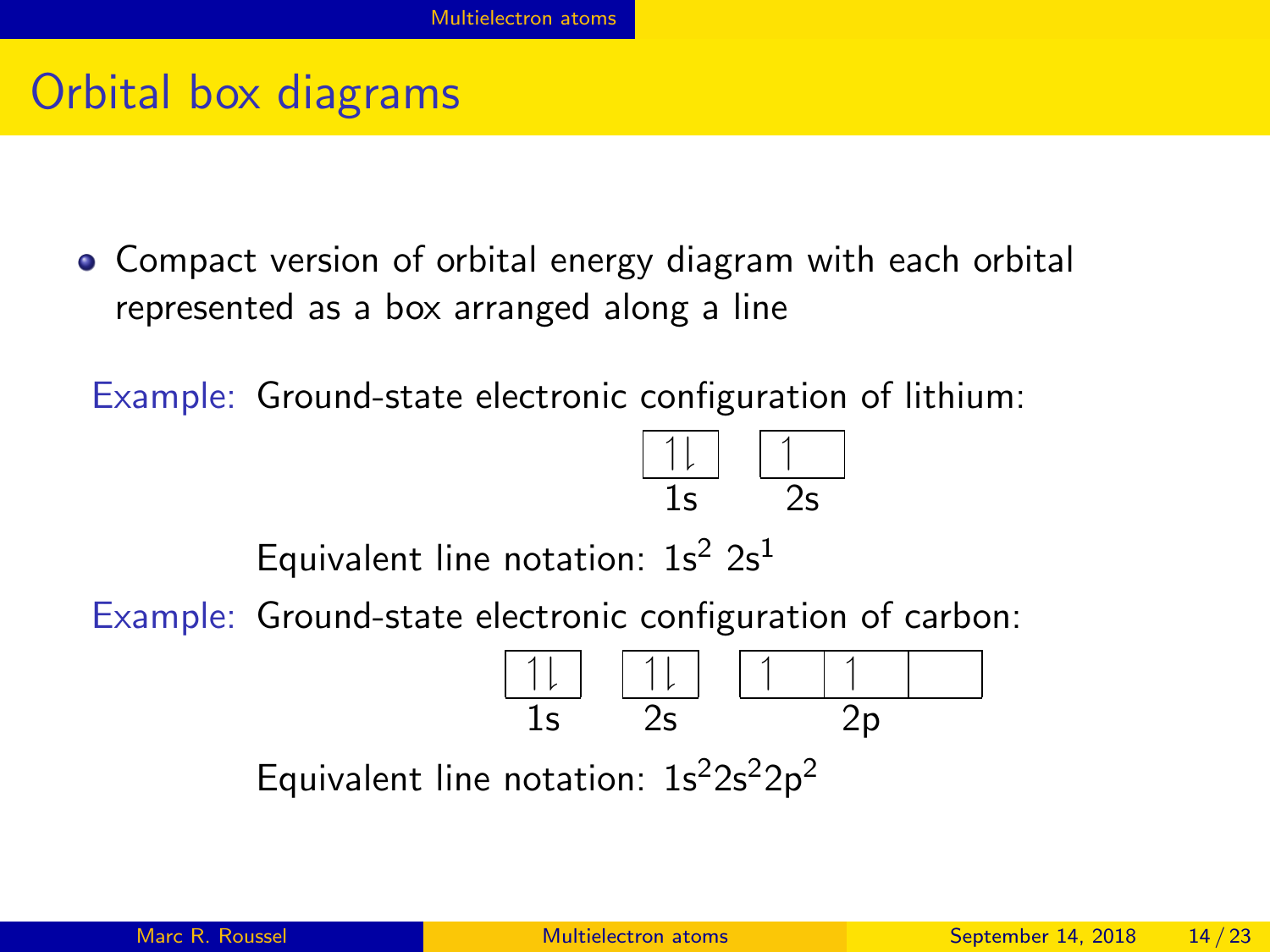## Orbital box diagrams

- Compact version of orbital energy diagram with each orbital represented as a box arranged along a line

Example: Ground-state electronic configuration of lithium:

| ↿⇂ | ↿ |
|---|---|
| 1s | 2s |

Equivalent line notation: $1s^2\ 2s^1$

Example: Ground-state electronic configuration of carbon:

| ↿⇂ | ↿⇂ | ↿ | ↿ | |
|---|---|---|---|---|
| 1s | 2s | 2p | | |

Equivalent line notation: $1s^2 2s^2 2p^2$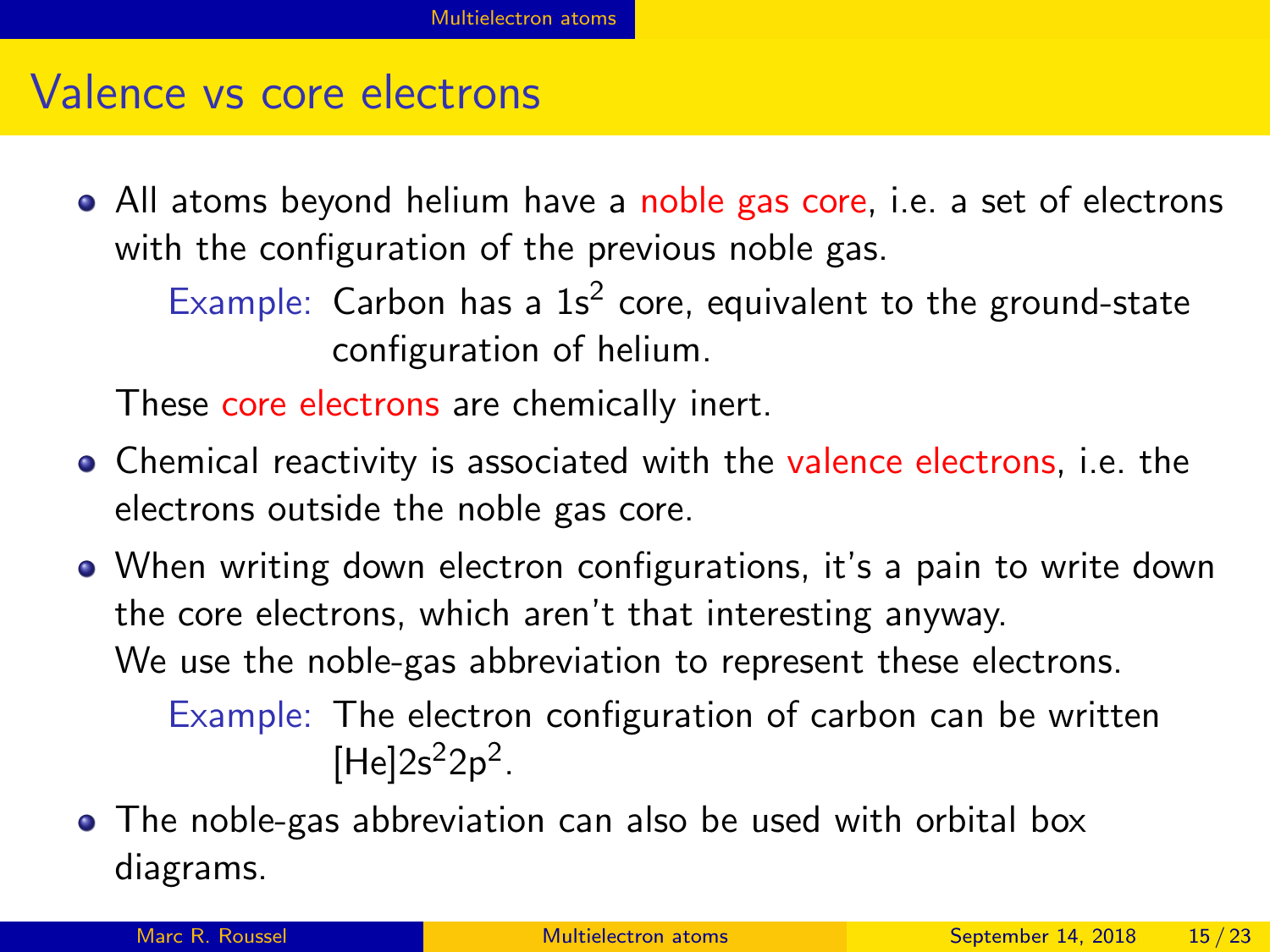## Valence vs core electrons

- All atoms beyond helium have a noble gas core, i.e. a set of electrons with the configuration of the previous noble gas.

  Example: Carbon has a $1s^2$ core, equivalent to the ground-state configuration of helium.

  These core electrons are chemically inert.

- Chemical reactivity is associated with the valence electrons, i.e. the electrons outside the noble gas core.

- When writing down electron configurations, it's a pain to write down the core electrons, which aren't that interesting anyway.
  We use the noble-gas abbreviation to represent these electrons.

  Example: The electron configuration of carbon can be written [He]$2s^2 2p^2$.

- The noble-gas abbreviation can also be used with orbital box diagrams.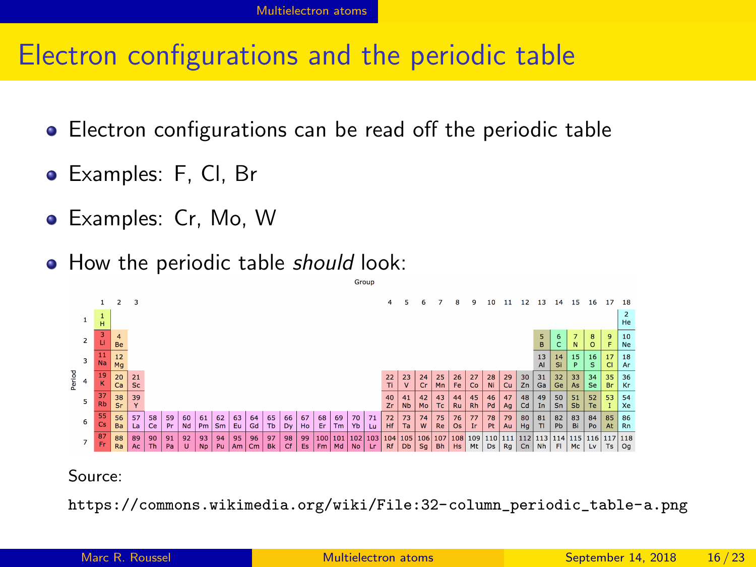# Electron configurations and the periodic table

- Electron configurations can be read off the periodic table
- Examples: F, Cl, Br
- Examples: Cr, Mo, W
- How the periodic table *should* look:

Group

| Period | 1 | 2 | 3 | | | | | | | | | | | | | | | 4 | 5 | 6 | 7 | 8 | 9 | 10 | 11 | 12 | 13 | 14 | 15 | 16 | 17 | 18 |
|---|---|---|---|---|---|---|---|---|---|---|---|---|---|---|---|---|---|---|---|---|---|---|---|---|---|---|---|---|---|---|---|---|
| 1 | 1 H | | | | | | | | | | | | | | | | | | | | | | | | | | | | | | | 2 He |
| 2 | 3 Li | 4 Be | | | | | | | | | | | | | | | | | | | | | | | | | 5 B | 6 C | 7 N | 8 O | 9 F | 10 Ne |
| 3 | 11 Na | 12 Mg | | | | | | | | | | | | | | | | | | | | | | | | | 13 Al | 14 Si | 15 P | 16 S | 17 Cl | 18 Ar |
| 4 | 19 K | 20 Ca | 21 Sc | | | | | | | | | | | | | | | 22 Ti | 23 V | 24 Cr | 25 Mn | 26 Fe | 27 Co | 28 Ni | 29 Cu | 30 Zn | 31 Ga | 32 Ge | 33 As | 34 Se | 35 Br | 36 Kr |
| 5 | 37 Rb | 38 Sr | 39 Y | | | | | | | | | | | | | | | 40 Zr | 41 Nb | 42 Mo | 43 Tc | 44 Ru | 45 Rh | 46 Pd | 47 Ag | 48 Cd | 49 In | 50 Sn | 51 Sb | 52 Te | 53 I | 54 Xe |
| 6 | 55 Cs | 56 Ba | 57 La | 58 Ce | 59 Pr | 60 Nd | 61 Pm | 62 Sm | 63 Eu | 64 Gd | 65 Tb | 66 Dy | 67 Ho | 68 Er | 69 Tm | 70 Yb | 71 Lu | 72 Hf | 73 Ta | 74 W | 75 Re | 76 Os | 77 Ir | 78 Pt | 79 Au | 80 Hg | 81 Tl | 82 Pb | 83 Bi | 84 Po | 85 At | 86 Rn |
| 7 | 87 Fr | 88 Ra | 89 Ac | 90 Th | 91 Pa | 92 U | 93 Np | 94 Pu | 95 Am | 96 Cm | 97 Bk | 98 Cf | 99 Es | 100 Fm | 101 Md | 102 No | 103 Lr | 104 Rf | 105 Db | 106 Sg | 107 Bh | 108 Hs | 109 Mt | 110 Ds | 111 Rg | 112 Cn | 113 Nh | 114 Fl | 115 Mc | 116 Lv | 117 Ts | 118 Og |

Source:

`https://commons.wikimedia.org/wiki/File:32-column_periodic_table-a.png`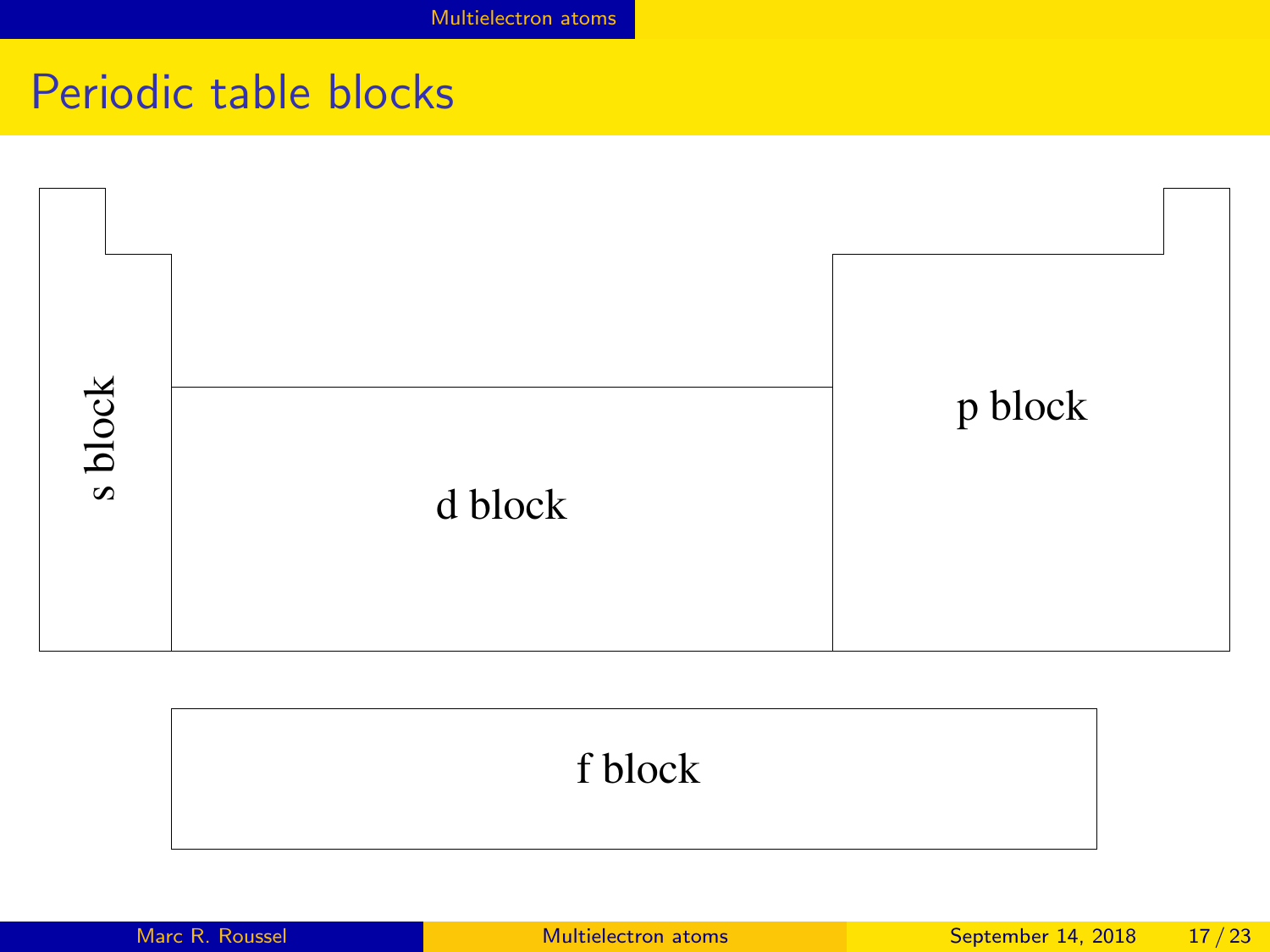# Periodic table blocks

s block

d block

p block

f block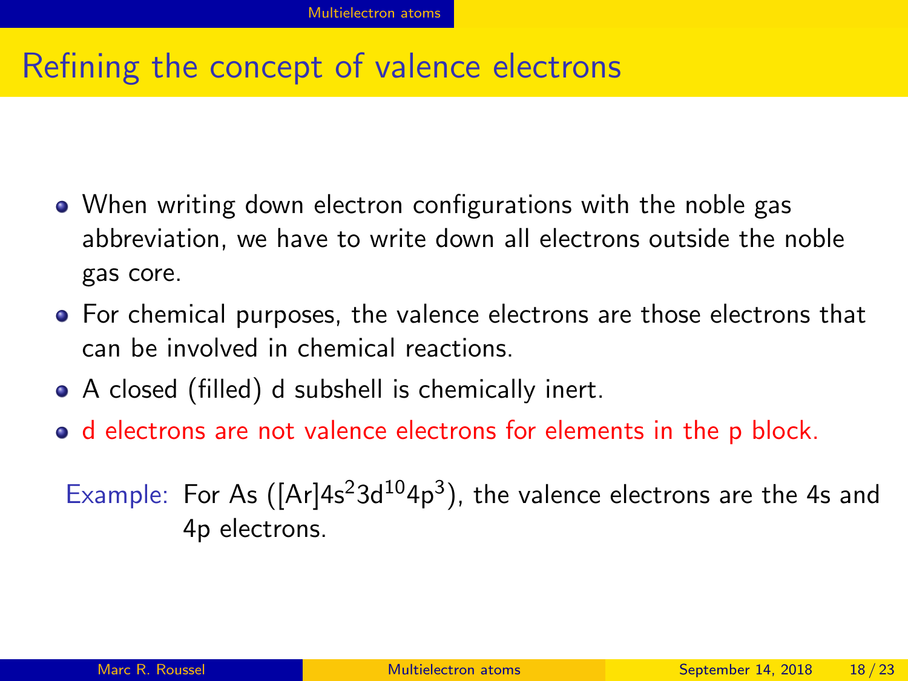# Refining the concept of valence electrons

- When writing down electron configurations with the noble gas abbreviation, we have to write down all electrons outside the noble gas core.
- For chemical purposes, the valence electrons are those electrons that can be involved in chemical reactions.
- A closed (filled) d subshell is chemically inert.
- d electrons are not valence electrons for elements in the p block.

Example: For As ([Ar]$4s^2 3d^{10} 4p^3$), the valence electrons are the 4s and 4p electrons.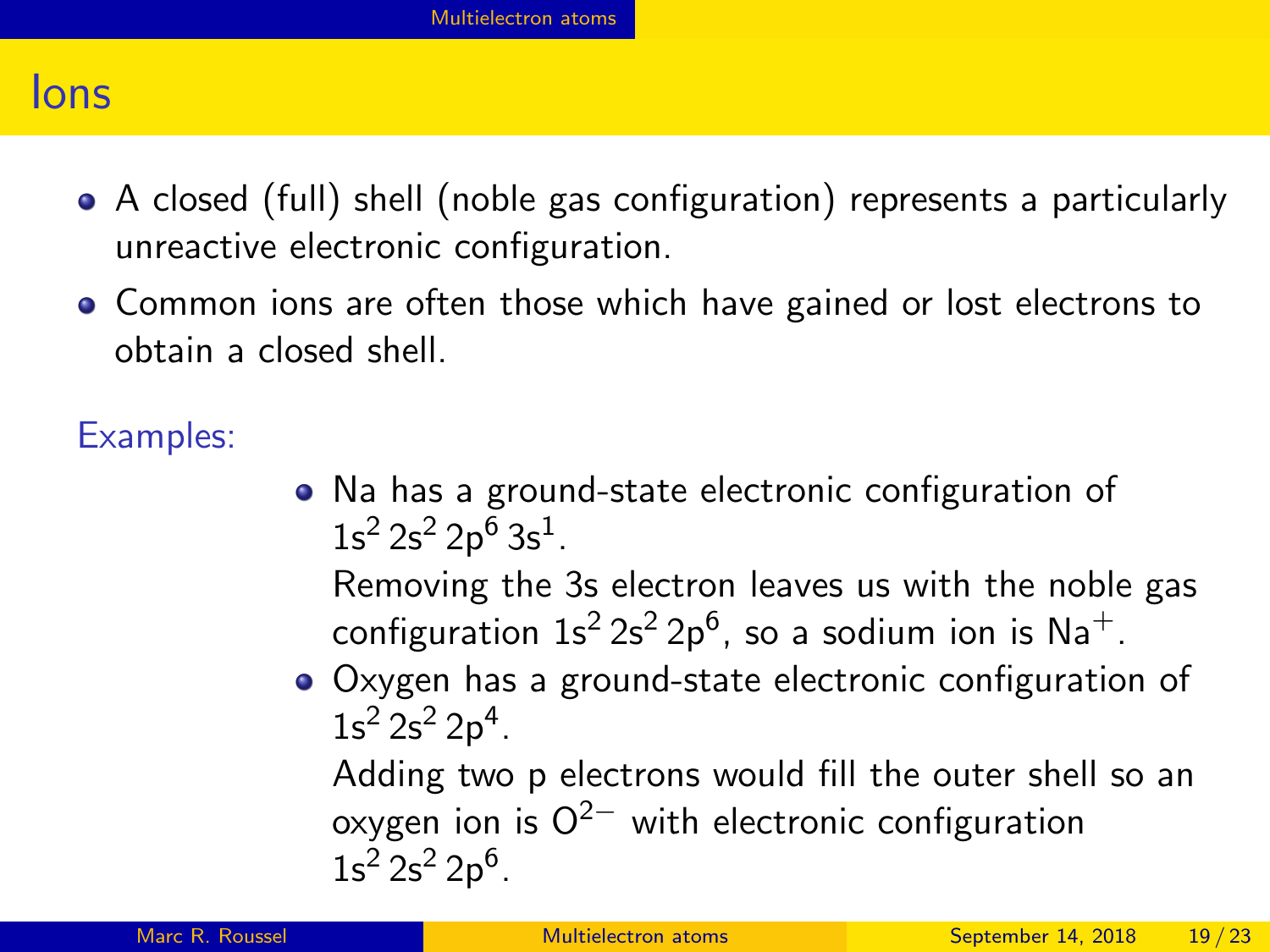# Ions

- A closed (full) shell (noble gas configuration) represents a particularly unreactive electronic configuration.
- Common ions are often those which have gained or lost electrons to obtain a closed shell.

Examples:

- Na has a ground-state electronic configuration of $1s^2\,2s^2\,2p^6\,3s^1$.
  Removing the 3s electron leaves us with the noble gas configuration $1s^2\,2s^2\,2p^6$, so a sodium ion is $Na^+$.
- Oxygen has a ground-state electronic configuration of $1s^2\,2s^2\,2p^4$.
  Adding two p electrons would fill the outer shell so an oxygen ion is $O^{2-}$ with electronic configuration $1s^2\,2s^2\,2p^6$.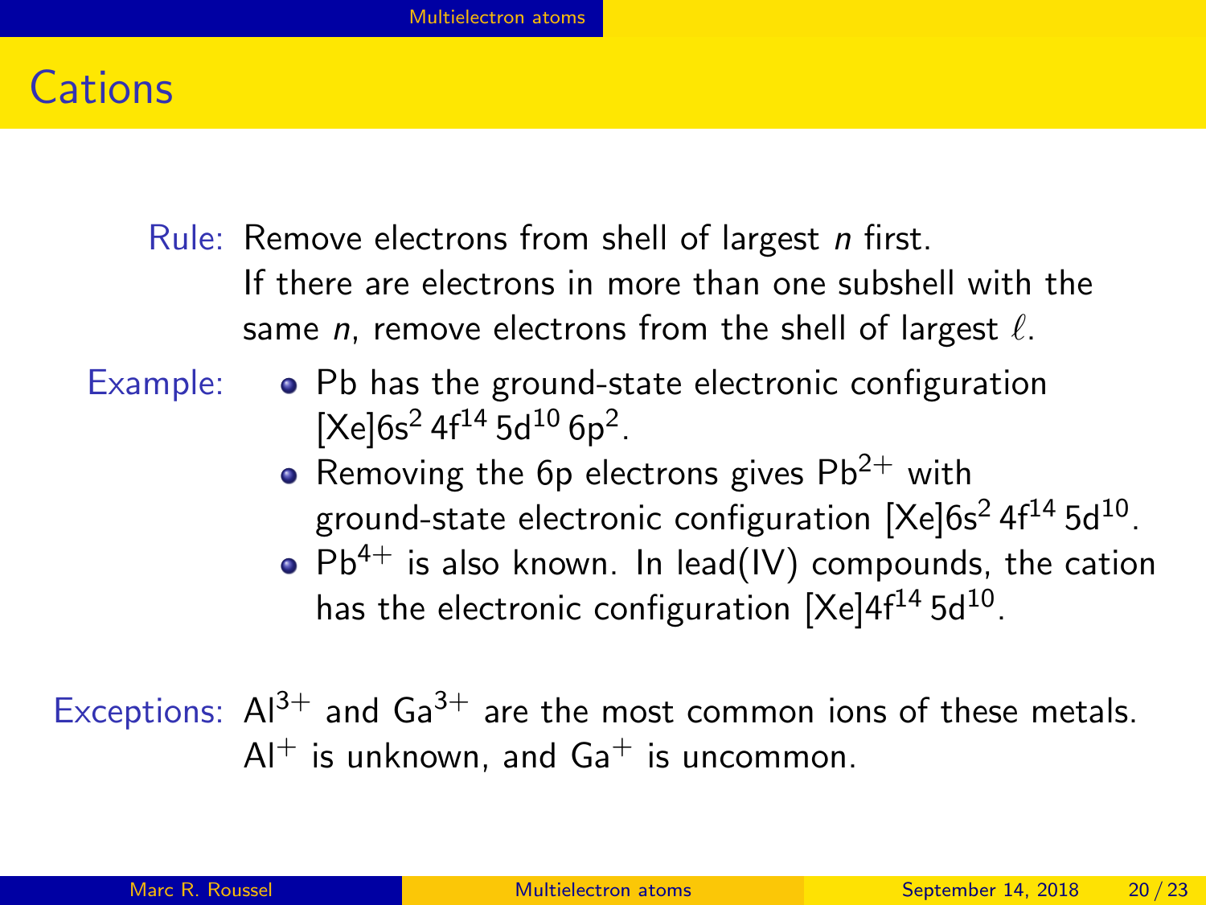# Cations

**Rule:** Remove electrons from shell of largest $n$ first.
If there are electrons in more than one subshell with the same $n$, remove electrons from the shell of largest $\ell$.

**Example:**

- Pb has the ground-state electronic configuration $[\text{Xe}]6s^2\,4f^{14}\,5d^{10}\,6p^2$.
- Removing the 6p electrons gives $Pb^{2+}$ with ground-state electronic configuration $[\text{Xe}]6s^2\,4f^{14}\,5d^{10}$.
- $Pb^{4+}$ is also known. In lead(IV) compounds, the cation has the electronic configuration $[\text{Xe}]4f^{14}\,5d^{10}$.

**Exceptions:** $Al^{3+}$ and $Ga^{3+}$ are the most common ions of these metals. $Al^{+}$ is unknown, and $Ga^{+}$ is uncommon.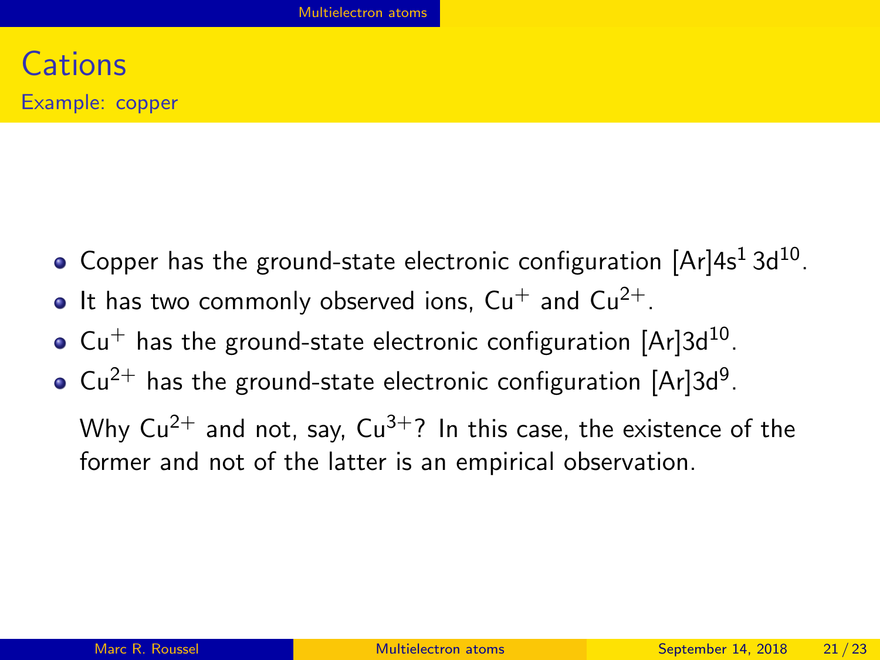# Cations

## Example: copper

- Copper has the ground-state electronic configuration $[Ar]4s^1\,3d^{10}$.
- It has two commonly observed ions, $Cu^{+}$ and $Cu^{2+}$.
- $Cu^{+}$ has the ground-state electronic configuration $[Ar]3d^{10}$.
- $Cu^{2+}$ has the ground-state electronic configuration $[Ar]3d^{9}$.

  Why $Cu^{2+}$ and not, say, $Cu^{3+}$? In this case, the existence of the former and not of the latter is an empirical observation.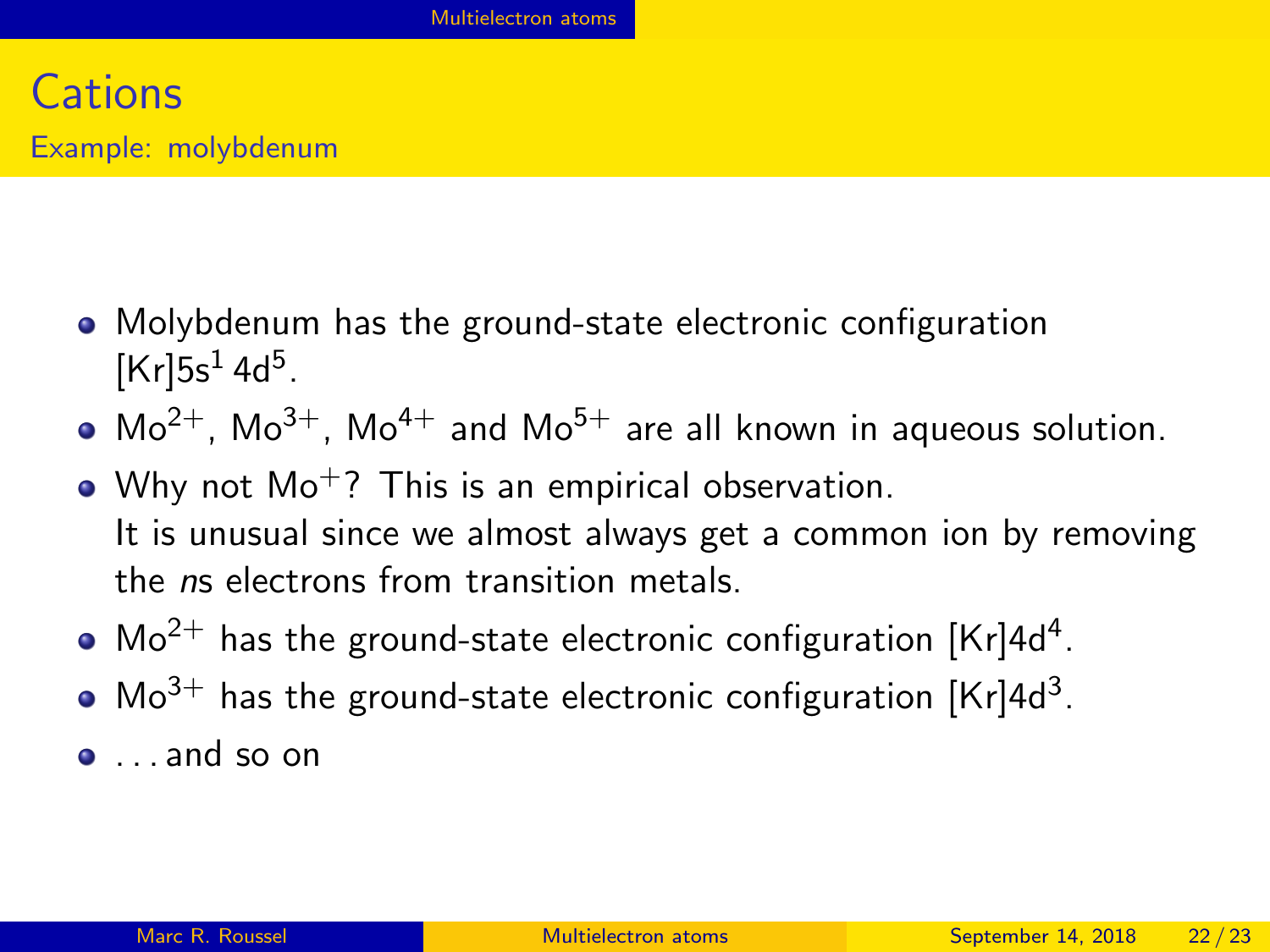# Cations

## Example: molybdenum

- Molybdenum has the ground-state electronic configuration [Kr]$5s^1\,4d^5$.
- $Mo^{2+}$, $Mo^{3+}$, $Mo^{4+}$ and $Mo^{5+}$ are all known in aqueous solution.
- Why not $Mo^{+}$? This is an empirical observation.
  It is unusual since we almost always get a common ion by removing the *n*s electrons from transition metals.
- $Mo^{2+}$ has the ground-state electronic configuration [Kr]$4d^4$.
- $Mo^{3+}$ has the ground-state electronic configuration [Kr]$4d^3$.
- . . . and so on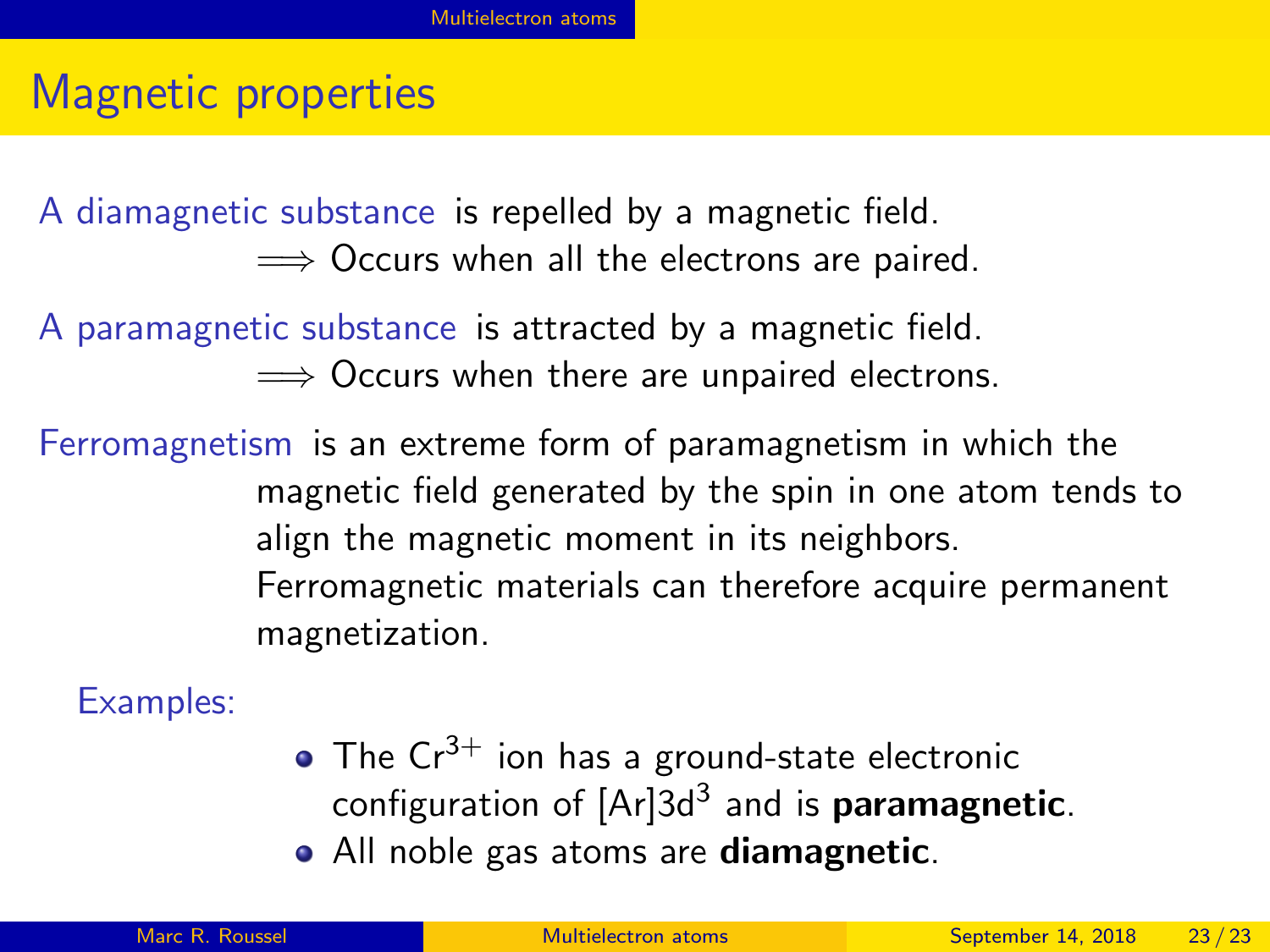# Magnetic properties

A diamagnetic substance is repelled by a magnetic field.

$\Longrightarrow$ Occurs when all the electrons are paired.

A paramagnetic substance is attracted by a magnetic field.

$\Longrightarrow$ Occurs when there are unpaired electrons.

Ferromagnetism is an extreme form of paramagnetism in which the magnetic field generated by the spin in one atom tends to align the magnetic moment in its neighbors. Ferromagnetic materials can therefore acquire permanent magnetization.

Examples:

- The $Cr^{3+}$ ion has a ground-state electronic configuration of [Ar]$3d^3$ and is **paramagnetic**.
- All noble gas atoms are **diamagnetic**.